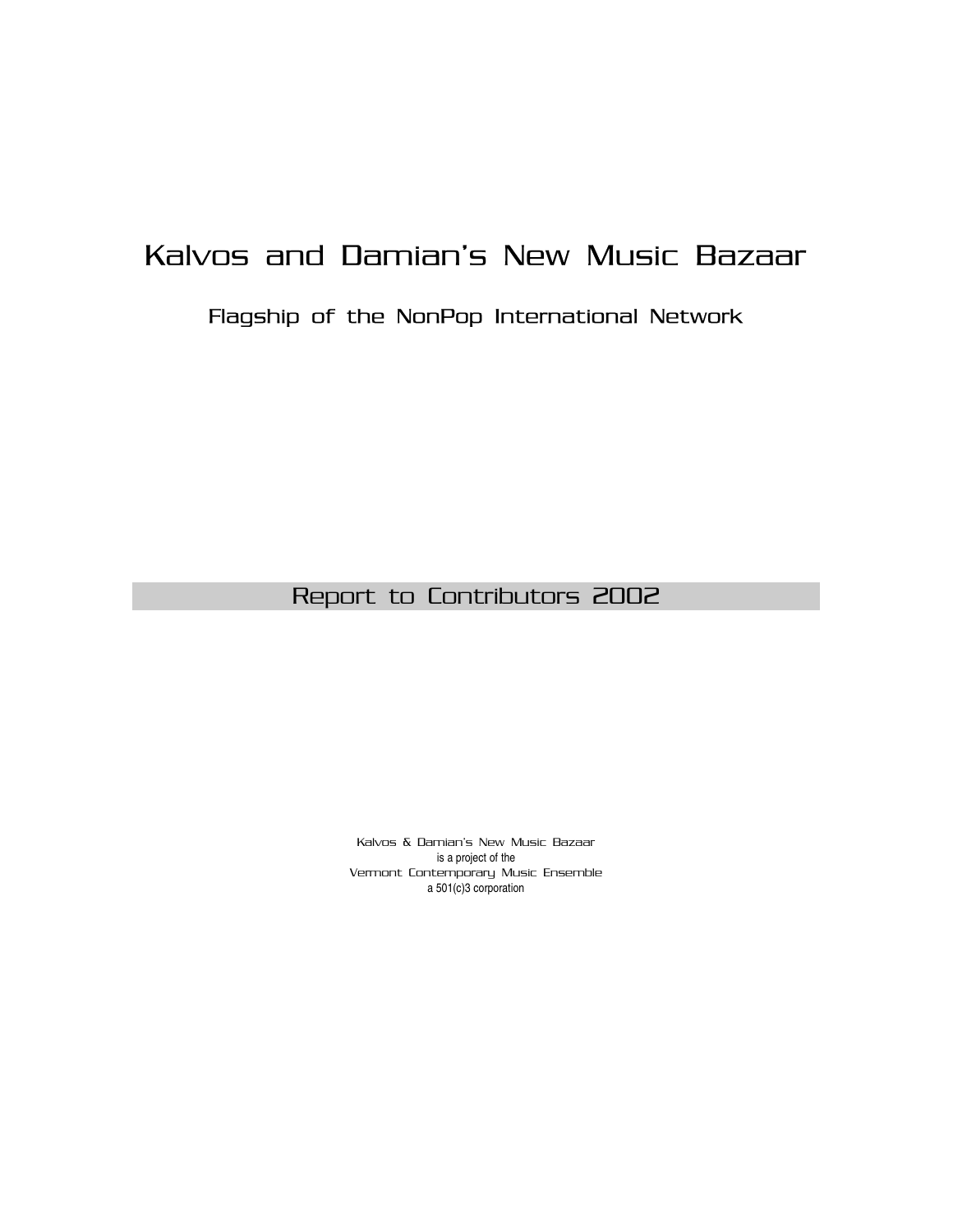# Kalvos and Damian's New Music Bazaar

## Flagship of the NonPop International Network

## Report to Contributors 2002

Kalvos & Damian's New Music Bazaar
is a project of the
Vermont Contemporary Music Ensemble
a 501(c)3 corporation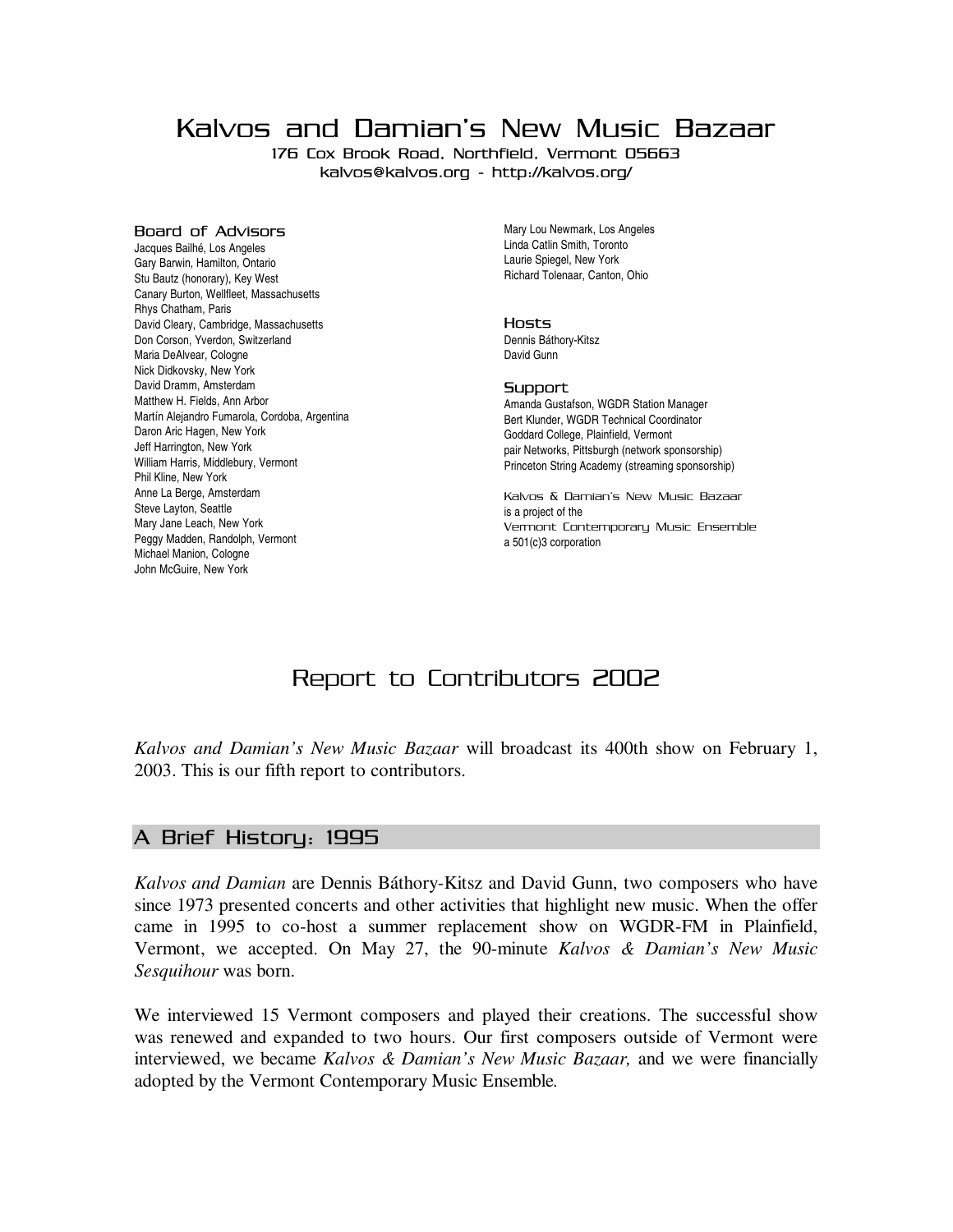# Kalvos and Damian's New Music Bazaar

176 Cox Brook Road, Northfield, Vermont 05663
kalvos@kalvos.org - http://kalvos.org/

### Board of Advisors

Jacques Bailhé, Los Angeles
Gary Barwin, Hamilton, Ontario
Stu Bautz (honorary), Key West
Canary Burton, Wellfleet, Massachusetts
Rhys Chatham, Paris
David Cleary, Cambridge, Massachusetts
Don Corson, Yverdon, Switzerland
Maria DeAlvear, Cologne
Nick Didkovsky, New York
David Dramm, Amsterdam
Matthew H. Fields, Ann Arbor
Martín Alejandro Fumarola, Cordoba, Argentina
Daron Aric Hagen, New York
Jeff Harrington, New York
William Harris, Middlebury, Vermont
Phil Kline, New York
Anne La Berge, Amsterdam
Steve Layton, Seattle
Mary Jane Leach, New York
Peggy Madden, Randolph, Vermont
Michael Manion, Cologne
John McGuire, New York
Mary Lou Newmark, Los Angeles
Linda Catlin Smith, Toronto
Laurie Spiegel, New York
Richard Tolenaar, Canton, Ohio

### Hosts

Dennis Báthory-Kitsz
David Gunn

### Support

Amanda Gustafson, WGDR Station Manager
Bert Klunder, WGDR Technical Coordinator
Goddard College, Plainfield, Vermont
pair Networks, Pittsburgh (network sponsorship)
Princeton String Academy (streaming sponsorship)

Kalvos & Damian's New Music Bazaar
is a project of the
Vermont Contemporary Music Ensemble
a 501(c)3 corporation

## Report to Contributors 2002

*Kalvos and Damian's New Music Bazaar* will broadcast its 400th show on February 1, 2003. This is our fifth report to contributors.

## A Brief History: 1995

*Kalvos and Damian* are Dennis Báthory-Kitsz and David Gunn, two composers who have since 1973 presented concerts and other activities that highlight new music. When the offer came in 1995 to co-host a summer replacement show on WGDR-FM in Plainfield, Vermont, we accepted. On May 27, the 90-minute *Kalvos & Damian's New Music Sesquihour* was born.

We interviewed 15 Vermont composers and played their creations. The successful show was renewed and expanded to two hours. Our first composers outside of Vermont were interviewed, we became *Kalvos & Damian's New Music Bazaar,* and we were financially adopted by the Vermont Contemporary Music Ensemble.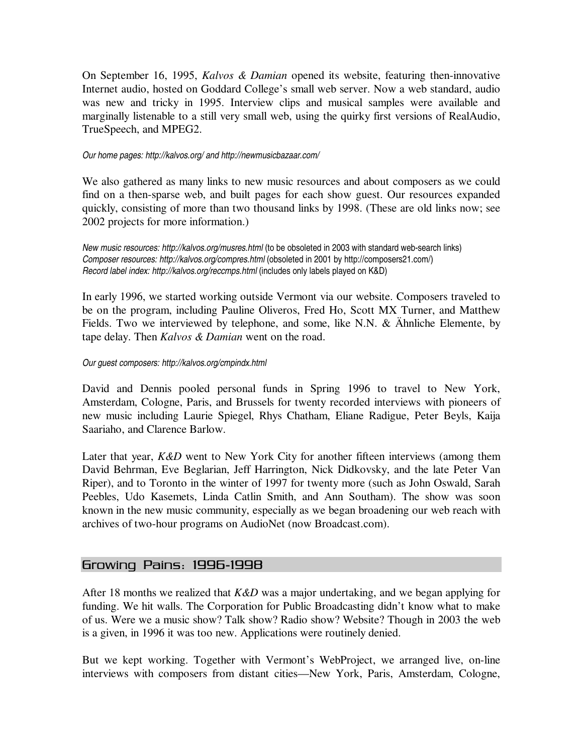On September 16, 1995, *Kalvos & Damian* opened its website, featuring then-innovative Internet audio, hosted on Goddard College's small web server. Now a web standard, audio was new and tricky in 1995. Interview clips and musical samples were available and marginally listenable to a still very small web, using the quirky first versions of RealAudio, TrueSpeech, and MPEG2.

*Our home pages: http://kalvos.org/ and http://newmusicbazaar.com/*

We also gathered as many links to new music resources and about composers as we could find on a then-sparse web, and built pages for each show guest. Our resources expanded quickly, consisting of more than two thousand links by 1998. (These are old links now; see 2002 projects for more information.)

*New music resources: http://kalvos.org/musres.html* (to be obsoleted in 2003 with standard web-search links)
*Composer resources: http://kalvos.org/compres.html* (obsoleted in 2001 by http://composers21.com/)
*Record label index: http://kalvos.org/reccmps.html* (includes only labels played on K&D)

In early 1996, we started working outside Vermont via our website. Composers traveled to be on the program, including Pauline Oliveros, Fred Ho, Scott MX Turner, and Matthew Fields. Two we interviewed by telephone, and some, like N.N. & Ähnliche Elemente, by tape delay. Then *Kalvos & Damian* went on the road.

*Our guest composers: http://kalvos.org/cmpindx.html*

David and Dennis pooled personal funds in Spring 1996 to travel to New York, Amsterdam, Cologne, Paris, and Brussels for twenty recorded interviews with pioneers of new music including Laurie Spiegel, Rhys Chatham, Eliane Radigue, Peter Beyls, Kaija Saariaho, and Clarence Barlow.

Later that year, *K&D* went to New York City for another fifteen interviews (among them David Behrman, Eve Beglarian, Jeff Harrington, Nick Didkovsky, and the late Peter Van Riper), and to Toronto in the winter of 1997 for twenty more (such as John Oswald, Sarah Peebles, Udo Kasemets, Linda Catlin Smith, and Ann Southam). The show was soon known in the new music community, especially as we began broadening our web reach with archives of two-hour programs on AudioNet (now Broadcast.com).

## Growing Pains: 1996-1998

After 18 months we realized that *K&D* was a major undertaking, and we began applying for funding. We hit walls. The Corporation for Public Broadcasting didn't know what to make of us. Were we a music show? Talk show? Radio show? Website? Though in 2003 the web is a given, in 1996 it was too new. Applications were routinely denied.

But we kept working. Together with Vermont's WebProject, we arranged live, on-line interviews with composers from distant cities—New York, Paris, Amsterdam, Cologne,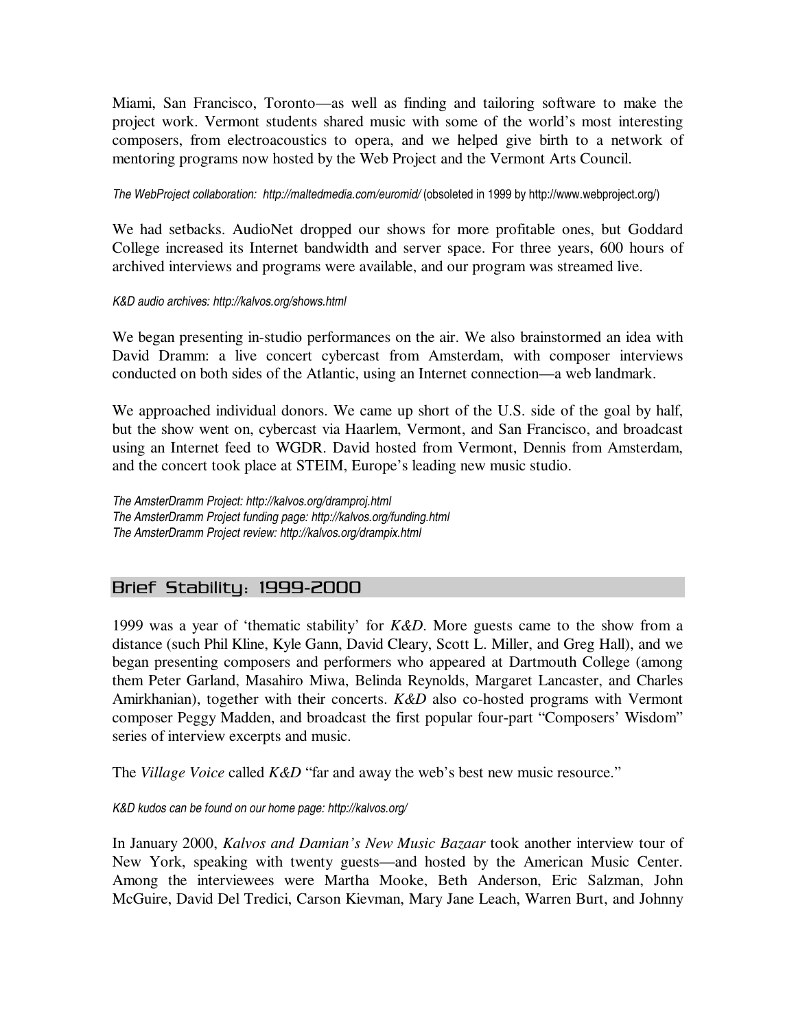Miami, San Francisco, Toronto—as well as finding and tailoring software to make the project work. Vermont students shared music with some of the world's most interesting composers, from electroacoustics to opera, and we helped give birth to a network of mentoring programs now hosted by the Web Project and the Vermont Arts Council.

*The WebProject collaboration: http://maltedmedia.com/euromid/* (obsoleted in 1999 by http://www.webproject.org/)

We had setbacks. AudioNet dropped our shows for more profitable ones, but Goddard College increased its Internet bandwidth and server space. For three years, 600 hours of archived interviews and programs were available, and our program was streamed live.

*K&D audio archives: http://kalvos.org/shows.html*

We began presenting in-studio performances on the air. We also brainstormed an idea with David Dramm: a live concert cybercast from Amsterdam, with composer interviews conducted on both sides of the Atlantic, using an Internet connection—a web landmark.

We approached individual donors. We came up short of the U.S. side of the goal by half, but the show went on, cybercast via Haarlem, Vermont, and San Francisco, and broadcast using an Internet feed to WGDR. David hosted from Vermont, Dennis from Amsterdam, and the concert took place at STEIM, Europe's leading new music studio.

*The AmsterDramm Project: http://kalvos.org/dramproj.html*
*The AmsterDramm Project funding page: http://kalvos.org/funding.html*
*The AmsterDramm Project review: http://kalvos.org/drampix.html*

## Brief Stability: 1999-2000

1999 was a year of 'thematic stability' for *K&D*. More guests came to the show from a distance (such Phil Kline, Kyle Gann, David Cleary, Scott L. Miller, and Greg Hall), and we began presenting composers and performers who appeared at Dartmouth College (among them Peter Garland, Masahiro Miwa, Belinda Reynolds, Margaret Lancaster, and Charles Amirkhanian), together with their concerts. *K&D* also co-hosted programs with Vermont composer Peggy Madden, and broadcast the first popular four-part "Composers' Wisdom" series of interview excerpts and music.

The *Village Voice* called *K&D* "far and away the web's best new music resource."

*K&D kudos can be found on our home page: http://kalvos.org/*

In January 2000, *Kalvos and Damian's New Music Bazaar* took another interview tour of New York, speaking with twenty guests—and hosted by the American Music Center. Among the interviewees were Martha Mooke, Beth Anderson, Eric Salzman, John McGuire, David Del Tredici, Carson Kievman, Mary Jane Leach, Warren Burt, and Johnny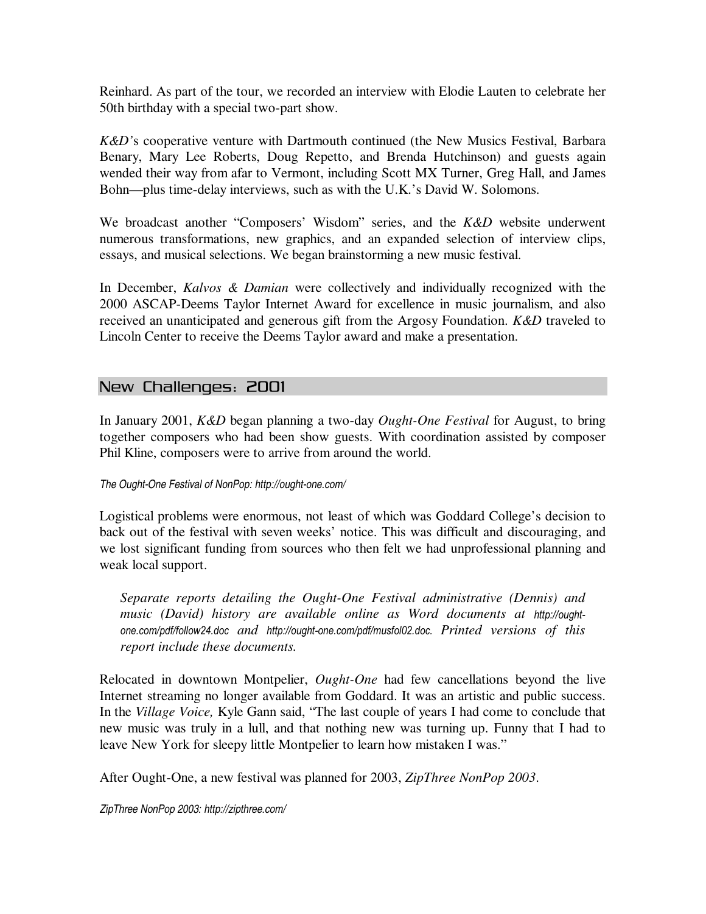Reinhard. As part of the tour, we recorded an interview with Elodie Lauten to celebrate her 50th birthday with a special two-part show.

*K&D*'s cooperative venture with Dartmouth continued (the New Musics Festival, Barbara Benary, Mary Lee Roberts, Doug Repetto, and Brenda Hutchinson) and guests again wended their way from afar to Vermont, including Scott MX Turner, Greg Hall, and James Bohn—plus time-delay interviews, such as with the U.K.'s David W. Solomons.

We broadcast another "Composers' Wisdom" series, and the *K&D* website underwent numerous transformations, new graphics, and an expanded selection of interview clips, essays, and musical selections. We began brainstorming a new music festival.

In December, *Kalvos & Damian* were collectively and individually recognized with the 2000 ASCAP-Deems Taylor Internet Award for excellence in music journalism, and also received an unanticipated and generous gift from the Argosy Foundation. *K&D* traveled to Lincoln Center to receive the Deems Taylor award and make a presentation.

## New Challenges: 2001

In January 2001, *K&D* began planning a two-day *Ought-One Festival* for August, to bring together composers who had been show guests. With coordination assisted by composer Phil Kline, composers were to arrive from around the world.

*The Ought-One Festival of NonPop: http://ought-one.com/*

Logistical problems were enormous, not least of which was Goddard College's decision to back out of the festival with seven weeks' notice. This was difficult and discouraging, and we lost significant funding from sources who then felt we had unprofessional planning and weak local support.

> *Separate reports detailing the Ought-One Festival administrative (Dennis) and music (David) history are available online as Word documents at http://ought-one.com/pdf/follow24.doc and http://ought-one.com/pdf/musfol02.doc. Printed versions of this report include these documents.*

Relocated in downtown Montpelier, *Ought-One* had few cancellations beyond the live Internet streaming no longer available from Goddard. It was an artistic and public success. In the *Village Voice,* Kyle Gann said, "The last couple of years I had come to conclude that new music was truly in a lull, and that nothing new was turning up. Funny that I had to leave New York for sleepy little Montpelier to learn how mistaken I was."

After Ought-One, a new festival was planned for 2003, *ZipThree NonPop 2003*.

*ZipThree NonPop 2003: http://zipthree.com/*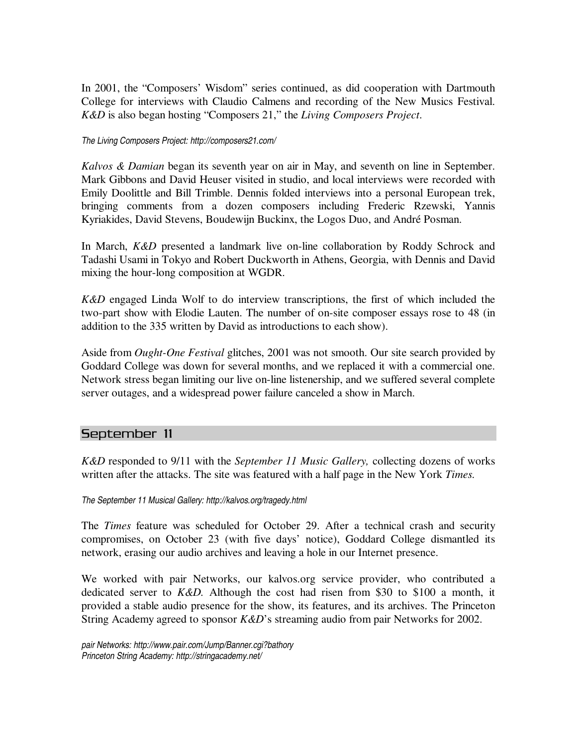In 2001, the "Composers' Wisdom" series continued, as did cooperation with Dartmouth College for interviews with Claudio Calmens and recording of the New Musics Festival. *K&D* is also began hosting "Composers 21," the *Living Composers Project*.

*The Living Composers Project: http://composers21.com/*

*Kalvos & Damian* began its seventh year on air in May, and seventh on line in September. Mark Gibbons and David Heuser visited in studio, and local interviews were recorded with Emily Doolittle and Bill Trimble. Dennis folded interviews into a personal European trek, bringing comments from a dozen composers including Frederic Rzewski, Yannis Kyriakides, David Stevens, Boudewijn Buckinx, the Logos Duo, and André Posman.

In March, *K&D* presented a landmark live on-line collaboration by Roddy Schrock and Tadashi Usami in Tokyo and Robert Duckworth in Athens, Georgia, with Dennis and David mixing the hour-long composition at WGDR.

*K&D* engaged Linda Wolf to do interview transcriptions, the first of which included the two-part show with Elodie Lauten. The number of on-site composer essays rose to 48 (in addition to the 335 written by David as introductions to each show).

Aside from *Ought-One Festival* glitches, 2001 was not smooth. Our site search provided by Goddard College was down for several months, and we replaced it with a commercial one. Network stress began limiting our live on-line listenership, and we suffered several complete server outages, and a widespread power failure canceled a show in March.

## September 11

*K&D* responded to 9/11 with the *September 11 Music Gallery,* collecting dozens of works written after the attacks. The site was featured with a half page in the New York *Times.*

*The September 11 Musical Gallery: http://kalvos.org/tragedy.html*

The *Times* feature was scheduled for October 29. After a technical crash and security compromises, on October 23 (with five days' notice), Goddard College dismantled its network, erasing our audio archives and leaving a hole in our Internet presence.

We worked with pair Networks, our kalvos.org service provider, who contributed a dedicated server to *K&D.* Although the cost had risen from $30 to $100 a month, it provided a stable audio presence for the show, its features, and its archives. The Princeton String Academy agreed to sponsor *K&D*'s streaming audio from pair Networks for 2002.

*pair Networks: http://www.pair.com/Jump/Banner.cgi?bathory*
*Princeton String Academy: http://stringacademy.net/*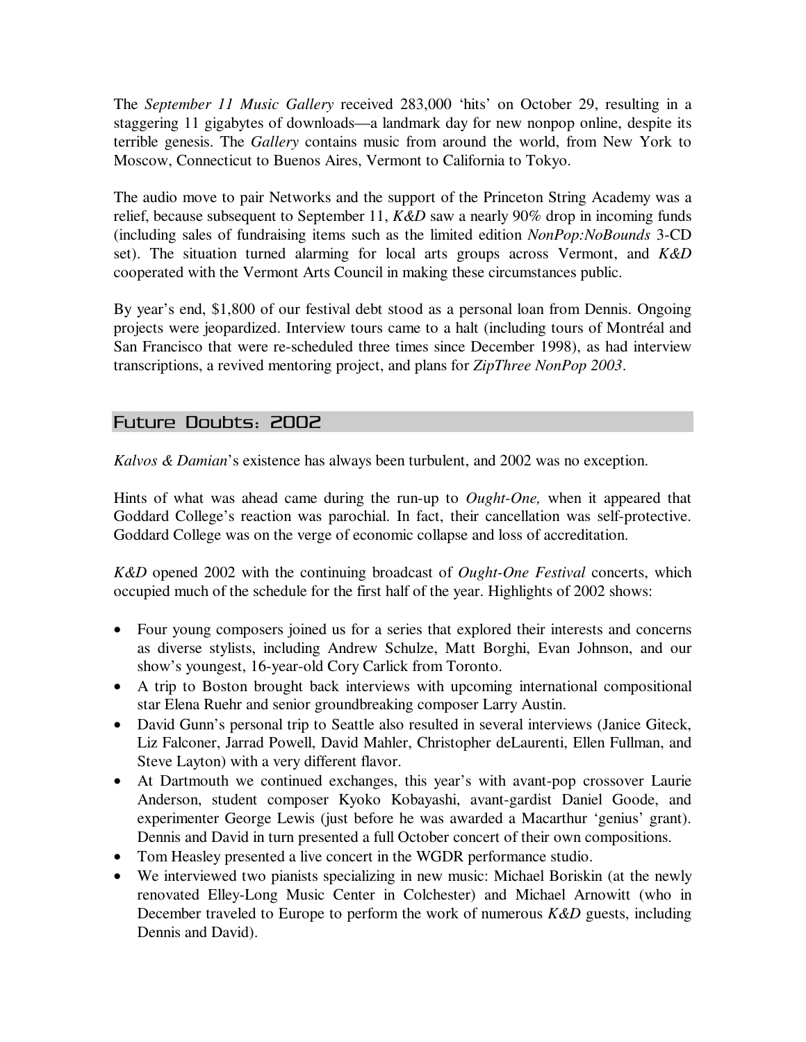The *September 11 Music Gallery* received 283,000 'hits' on October 29, resulting in a staggering 11 gigabytes of downloads—a landmark day for new nonpop online, despite its terrible genesis. The *Gallery* contains music from around the world, from New York to Moscow, Connecticut to Buenos Aires, Vermont to California to Tokyo.

The audio move to pair Networks and the support of the Princeton String Academy was a relief, because subsequent to September 11, *K&D* saw a nearly 90% drop in incoming funds (including sales of fundraising items such as the limited edition *NonPop:NoBounds* 3-CD set). The situation turned alarming for local arts groups across Vermont, and *K&D* cooperated with the Vermont Arts Council in making these circumstances public.

By year's end, $1,800 of our festival debt stood as a personal loan from Dennis. Ongoing projects were jeopardized. Interview tours came to a halt (including tours of Montréal and San Francisco that were re-scheduled three times since December 1998), as had interview transcriptions, a revived mentoring project, and plans for *ZipThree NonPop 2003*.

## Future Doubts: 2002

*Kalvos & Damian*'s existence has always been turbulent, and 2002 was no exception.

Hints of what was ahead came during the run-up to *Ought-One,* when it appeared that Goddard College's reaction was parochial. In fact, their cancellation was self-protective. Goddard College was on the verge of economic collapse and loss of accreditation.

*K&D* opened 2002 with the continuing broadcast of *Ought-One Festival* concerts, which occupied much of the schedule for the first half of the year. Highlights of 2002 shows:

- Four young composers joined us for a series that explored their interests and concerns as diverse stylists, including Andrew Schulze, Matt Borghi, Evan Johnson, and our show's youngest, 16-year-old Cory Carlick from Toronto.
- A trip to Boston brought back interviews with upcoming international compositional star Elena Ruehr and senior groundbreaking composer Larry Austin.
- David Gunn's personal trip to Seattle also resulted in several interviews (Janice Giteck, Liz Falconer, Jarrad Powell, David Mahler, Christopher deLaurenti, Ellen Fullman, and Steve Layton) with a very different flavor.
- At Dartmouth we continued exchanges, this year's with avant-pop crossover Laurie Anderson, student composer Kyoko Kobayashi, avant-gardist Daniel Goode, and experimenter George Lewis (just before he was awarded a Macarthur 'genius' grant). Dennis and David in turn presented a full October concert of their own compositions.
- Tom Heasley presented a live concert in the WGDR performance studio.
- We interviewed two pianists specializing in new music: Michael Boriskin (at the newly renovated Elley-Long Music Center in Colchester) and Michael Arnowitt (who in December traveled to Europe to perform the work of numerous *K&D* guests, including Dennis and David).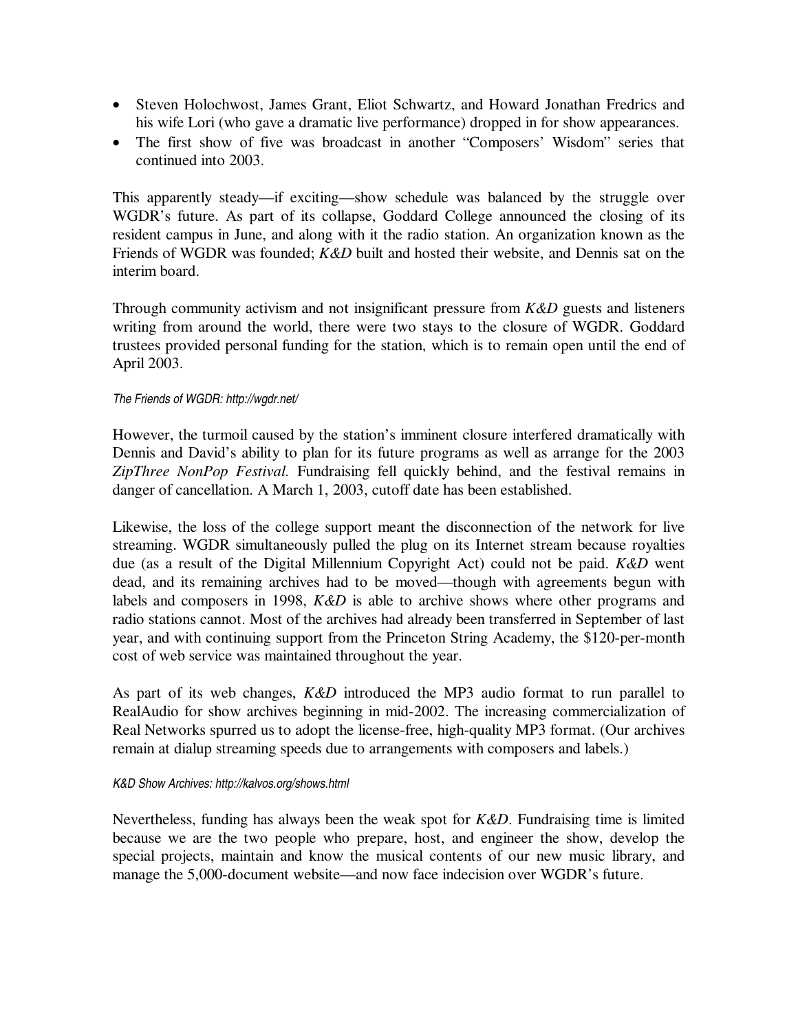- Steven Holochwost, James Grant, Eliot Schwartz, and Howard Jonathan Fredrics and his wife Lori (who gave a dramatic live performance) dropped in for show appearances.
- The first show of five was broadcast in another "Composers' Wisdom" series that continued into 2003.

This apparently steady—if exciting—show schedule was balanced by the struggle over WGDR's future. As part of its collapse, Goddard College announced the closing of its resident campus in June, and along with it the radio station. An organization known as the Friends of WGDR was founded; *K&D* built and hosted their website, and Dennis sat on the interim board.

Through community activism and not insignificant pressure from *K&D* guests and listeners writing from around the world, there were two stays to the closure of WGDR. Goddard trustees provided personal funding for the station, which is to remain open until the end of April 2003.

*The Friends of WGDR: http://wgdr.net/*

However, the turmoil caused by the station's imminent closure interfered dramatically with Dennis and David's ability to plan for its future programs as well as arrange for the 2003 *ZipThree NonPop Festival.* Fundraising fell quickly behind, and the festival remains in danger of cancellation. A March 1, 2003, cutoff date has been established.

Likewise, the loss of the college support meant the disconnection of the network for live streaming. WGDR simultaneously pulled the plug on its Internet stream because royalties due (as a result of the Digital Millennium Copyright Act) could not be paid. *K&D* went dead, and its remaining archives had to be moved—though with agreements begun with labels and composers in 1998, *K&D* is able to archive shows where other programs and radio stations cannot. Most of the archives had already been transferred in September of last year, and with continuing support from the Princeton String Academy, the $120-per-month cost of web service was maintained throughout the year.

As part of its web changes, *K&D* introduced the MP3 audio format to run parallel to RealAudio for show archives beginning in mid-2002. The increasing commercialization of Real Networks spurred us to adopt the license-free, high-quality MP3 format. (Our archives remain at dialup streaming speeds due to arrangements with composers and labels.)

*K&D Show Archives: http://kalvos.org/shows.html*

Nevertheless, funding has always been the weak spot for *K&D*. Fundraising time is limited because we are the two people who prepare, host, and engineer the show, develop the special projects, maintain and know the musical contents of our new music library, and manage the 5,000-document website—and now face indecision over WGDR's future.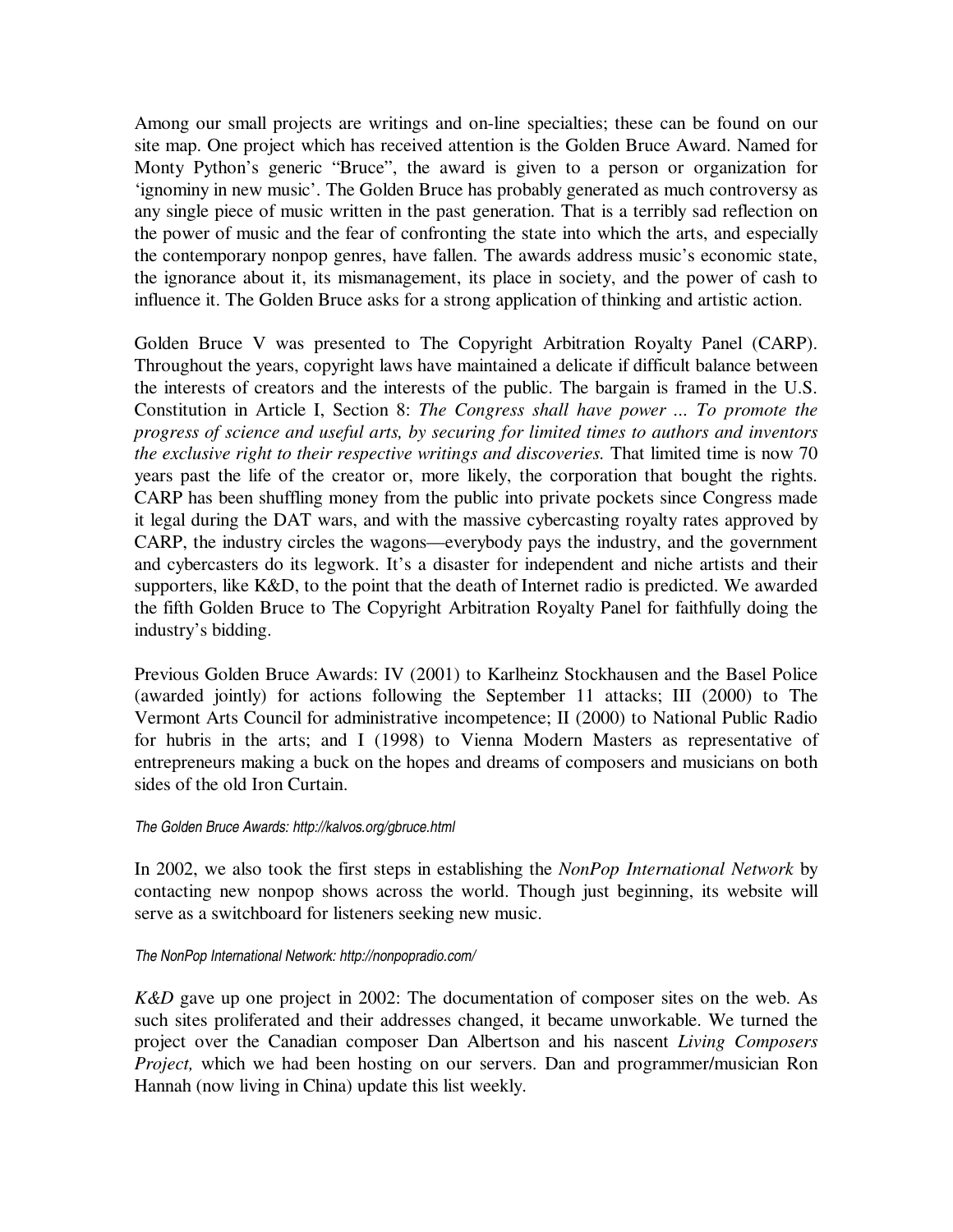Among our small projects are writings and on-line specialties; these can be found on our site map. One project which has received attention is the Golden Bruce Award. Named for Monty Python's generic "Bruce", the award is given to a person or organization for 'ignominy in new music'. The Golden Bruce has probably generated as much controversy as any single piece of music written in the past generation. That is a terribly sad reflection on the power of music and the fear of confronting the state into which the arts, and especially the contemporary nonpop genres, have fallen. The awards address music's economic state, the ignorance about it, its mismanagement, its place in society, and the power of cash to influence it. The Golden Bruce asks for a strong application of thinking and artistic action.

Golden Bruce V was presented to The Copyright Arbitration Royalty Panel (CARP). Throughout the years, copyright laws have maintained a delicate if difficult balance between the interests of creators and the interests of the public. The bargain is framed in the U.S. Constitution in Article I, Section 8: *The Congress shall have power ... To promote the progress of science and useful arts, by securing for limited times to authors and inventors the exclusive right to their respective writings and discoveries.* That limited time is now 70 years past the life of the creator or, more likely, the corporation that bought the rights. CARP has been shuffling money from the public into private pockets since Congress made it legal during the DAT wars, and with the massive cybercasting royalty rates approved by CARP, the industry circles the wagons—everybody pays the industry, and the government and cybercasters do its legwork. It's a disaster for independent and niche artists and their supporters, like K&D, to the point that the death of Internet radio is predicted. We awarded the fifth Golden Bruce to The Copyright Arbitration Royalty Panel for faithfully doing the industry's bidding.

Previous Golden Bruce Awards: IV (2001) to Karlheinz Stockhausen and the Basel Police (awarded jointly) for actions following the September 11 attacks; III (2000) to The Vermont Arts Council for administrative incompetence; II (2000) to National Public Radio for hubris in the arts; and I (1998) to Vienna Modern Masters as representative of entrepreneurs making a buck on the hopes and dreams of composers and musicians on both sides of the old Iron Curtain.

*The Golden Bruce Awards: http://kalvos.org/gbruce.html*

In 2002, we also took the first steps in establishing the *NonPop International Network* by contacting new nonpop shows across the world. Though just beginning, its website will serve as a switchboard for listeners seeking new music.

*The NonPop International Network: http://nonpopradio.com/*

*K&D* gave up one project in 2002: The documentation of composer sites on the web. As such sites proliferated and their addresses changed, it became unworkable. We turned the project over the Canadian composer Dan Albertson and his nascent *Living Composers Project,* which we had been hosting on our servers. Dan and programmer/musician Ron Hannah (now living in China) update this list weekly.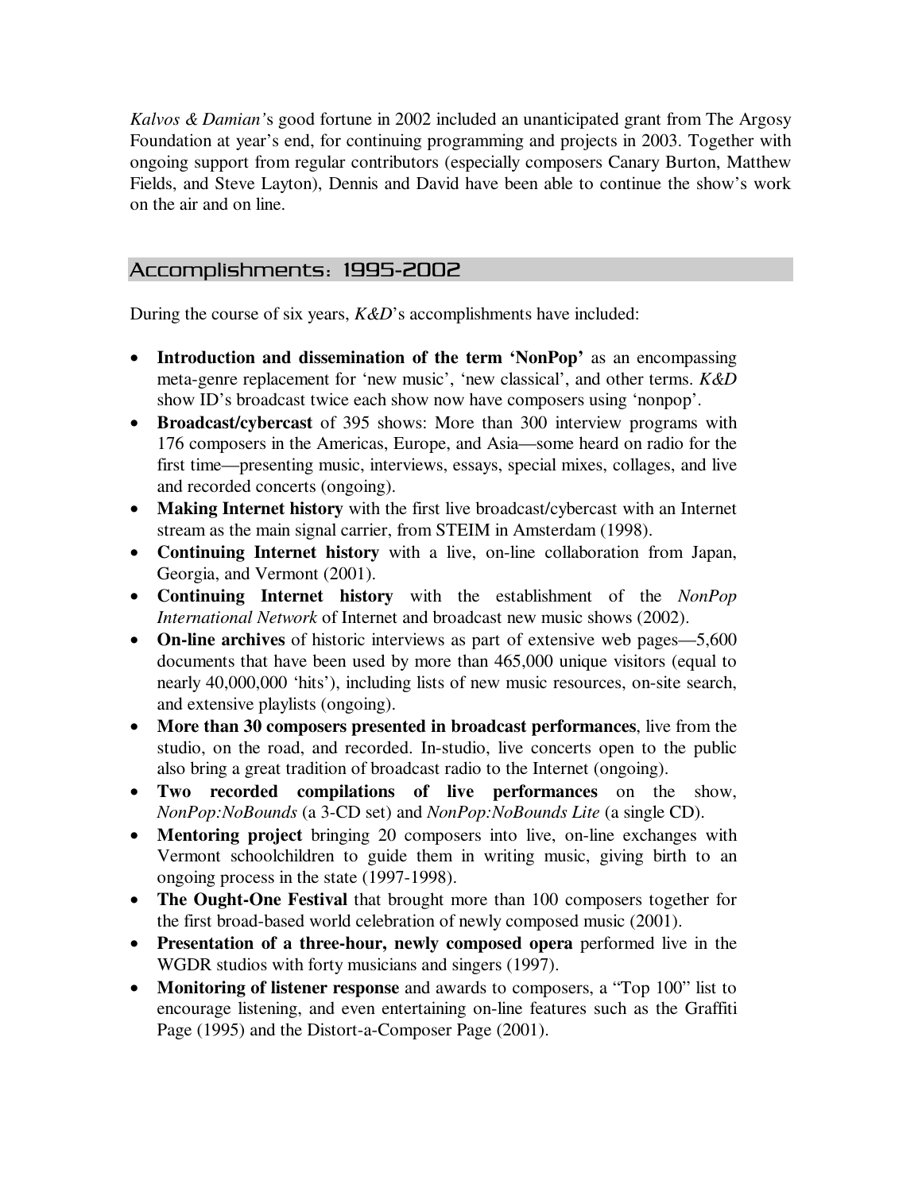*Kalvos & Damian*'s good fortune in 2002 included an unanticipated grant from The Argosy Foundation at year's end, for continuing programming and projects in 2003. Together with ongoing support from regular contributors (especially composers Canary Burton, Matthew Fields, and Steve Layton), Dennis and David have been able to continue the show's work on the air and on line.

## Accomplishments: 1995-2002

During the course of six years, *K&D*'s accomplishments have included:

- **Introduction and dissemination of the term 'NonPop'** as an encompassing meta-genre replacement for 'new music', 'new classical', and other terms. *K&D* show ID's broadcast twice each show now have composers using 'nonpop'.
- **Broadcast/cybercast** of 395 shows: More than 300 interview programs with 176 composers in the Americas, Europe, and Asia—some heard on radio for the first time—presenting music, interviews, essays, special mixes, collages, and live and recorded concerts (ongoing).
- **Making Internet history** with the first live broadcast/cybercast with an Internet stream as the main signal carrier, from STEIM in Amsterdam (1998).
- **Continuing Internet history** with a live, on-line collaboration from Japan, Georgia, and Vermont (2001).
- **Continuing Internet history** with the establishment of the *NonPop International Network* of Internet and broadcast new music shows (2002).
- **On-line archives** of historic interviews as part of extensive web pages—5,600 documents that have been used by more than 465,000 unique visitors (equal to nearly 40,000,000 'hits'), including lists of new music resources, on-site search, and extensive playlists (ongoing).
- **More than 30 composers presented in broadcast performances**, live from the studio, on the road, and recorded. In-studio, live concerts open to the public also bring a great tradition of broadcast radio to the Internet (ongoing).
- **Two recorded compilations of live performances** on the show, *NonPop:NoBounds* (a 3-CD set) and *NonPop:NoBounds Lite* (a single CD).
- **Mentoring project** bringing 20 composers into live, on-line exchanges with Vermont schoolchildren to guide them in writing music, giving birth to an ongoing process in the state (1997-1998).
- **The Ought-One Festival** that brought more than 100 composers together for the first broad-based world celebration of newly composed music (2001).
- **Presentation of a three-hour, newly composed opera** performed live in the WGDR studios with forty musicians and singers (1997).
- **Monitoring of listener response** and awards to composers, a "Top 100" list to encourage listening, and even entertaining on-line features such as the Graffiti Page (1995) and the Distort-a-Composer Page (2001).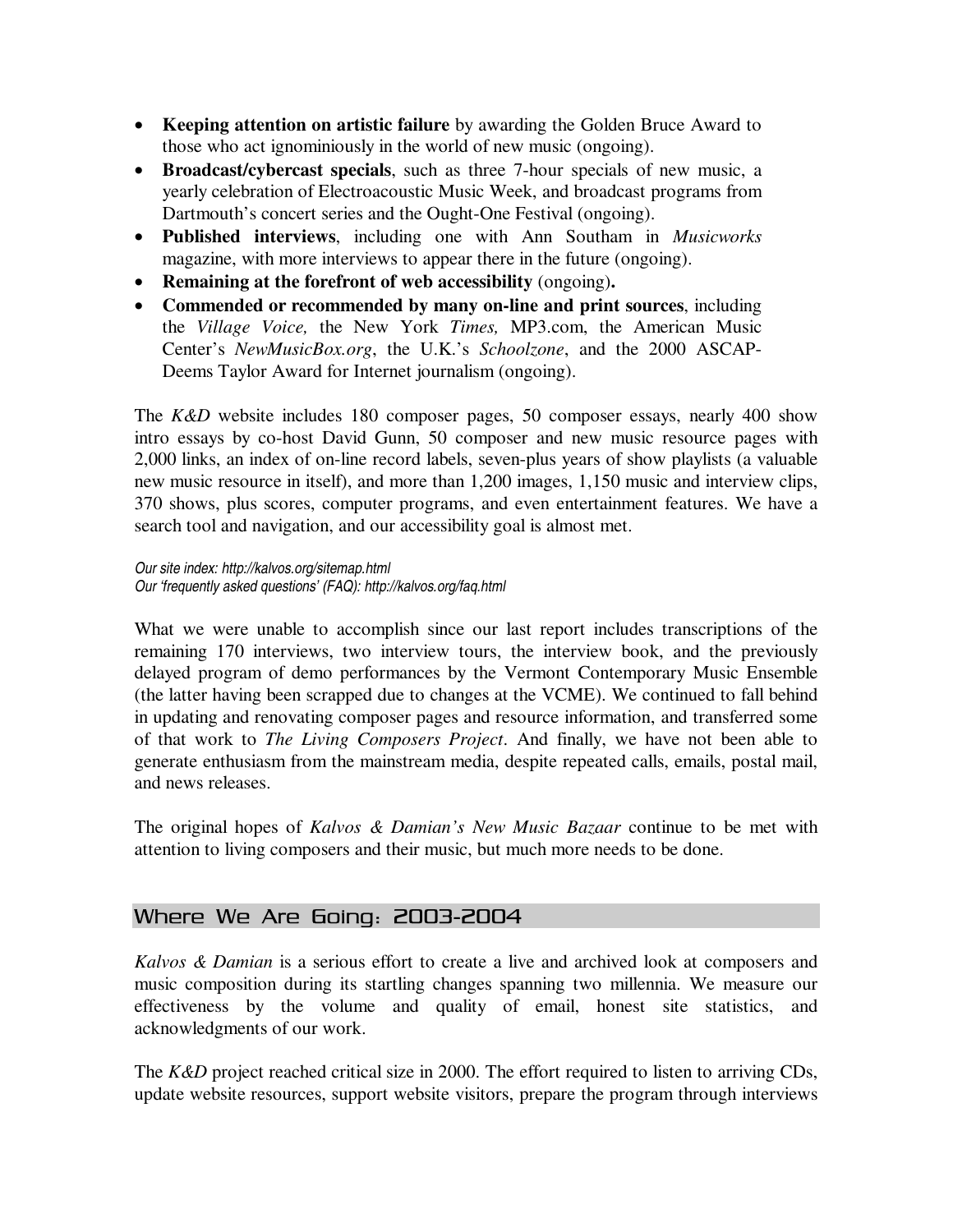- **Keeping attention on artistic failure** by awarding the Golden Bruce Award to those who act ignominiously in the world of new music (ongoing).
- **Broadcast/cybercast specials**, such as three 7-hour specials of new music, a yearly celebration of Electroacoustic Music Week, and broadcast programs from Dartmouth's concert series and the Ought-One Festival (ongoing).
- **Published interviews**, including one with Ann Southam in *Musicworks* magazine, with more interviews to appear there in the future (ongoing).
- **Remaining at the forefront of web accessibility** (ongoing)**.**
- **Commended or recommended by many on-line and print sources**, including the *Village Voice,* the New York *Times,* MP3.com, the American Music Center's *NewMusicBox.org*, the U.K.'s *Schoolzone*, and the 2000 ASCAP-Deems Taylor Award for Internet journalism (ongoing).

The *K&D* website includes 180 composer pages, 50 composer essays, nearly 400 show intro essays by co-host David Gunn, 50 composer and new music resource pages with 2,000 links, an index of on-line record labels, seven-plus years of show playlists (a valuable new music resource in itself), and more than 1,200 images, 1,150 music and interview clips, 370 shows, plus scores, computer programs, and even entertainment features. We have a search tool and navigation, and our accessibility goal is almost met.

*Our site index: http://kalvos.org/sitemap.html*
*Our 'frequently asked questions' (FAQ): http://kalvos.org/faq.html*

What we were unable to accomplish since our last report includes transcriptions of the remaining 170 interviews, two interview tours, the interview book, and the previously delayed program of demo performances by the Vermont Contemporary Music Ensemble (the latter having been scrapped due to changes at the VCME). We continued to fall behind in updating and renovating composer pages and resource information, and transferred some of that work to *The Living Composers Project*. And finally, we have not been able to generate enthusiasm from the mainstream media, despite repeated calls, emails, postal mail, and news releases.

The original hopes of *Kalvos & Damian's New Music Bazaar* continue to be met with attention to living composers and their music, but much more needs to be done.

## Where We Are Going: 2003-2004

*Kalvos & Damian* is a serious effort to create a live and archived look at composers and music composition during its startling changes spanning two millennia. We measure our effectiveness by the volume and quality of email, honest site statistics, and acknowledgments of our work.

The *K&D* project reached critical size in 2000. The effort required to listen to arriving CDs, update website resources, support website visitors, prepare the program through interviews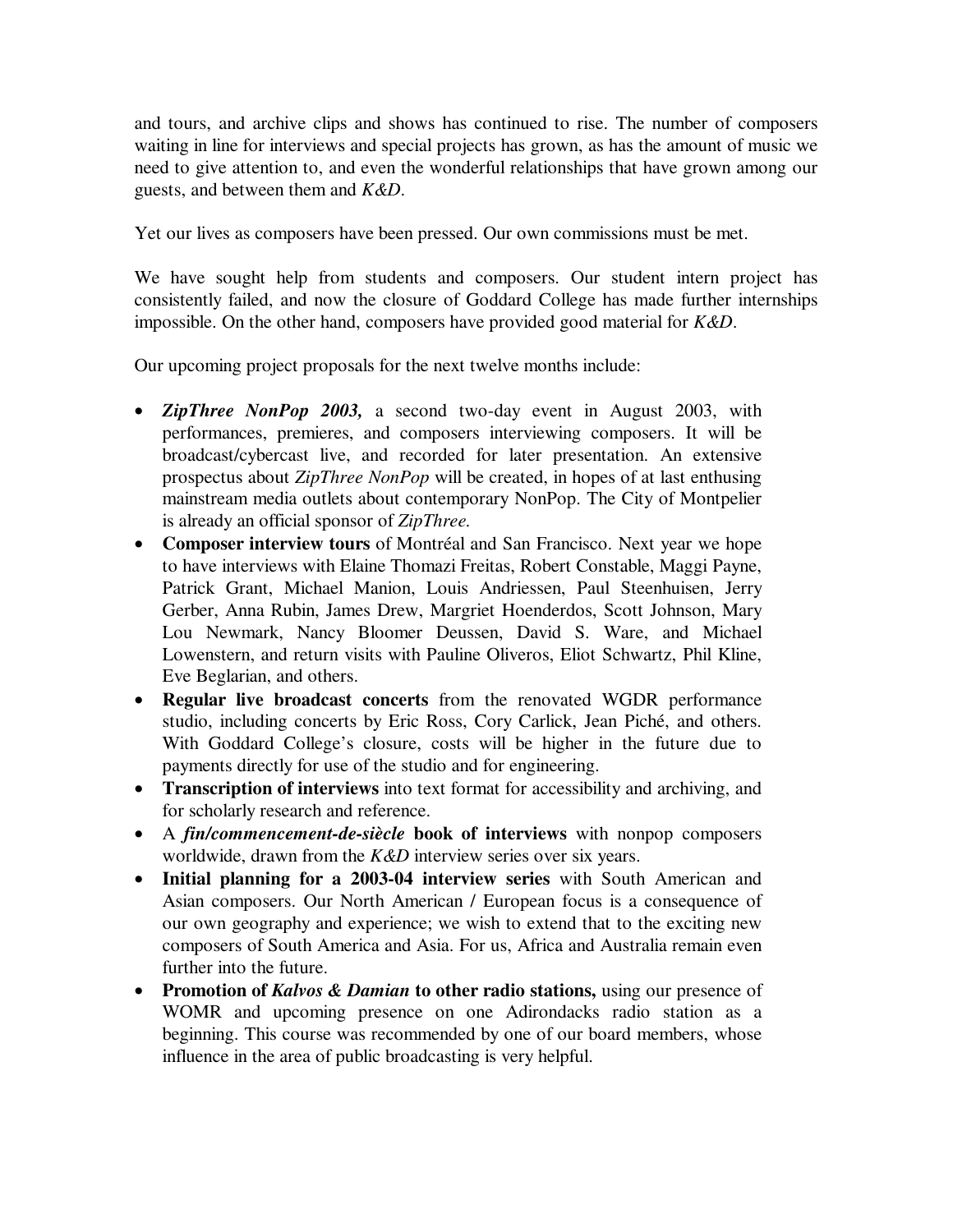and tours, and archive clips and shows has continued to rise. The number of composers waiting in line for interviews and special projects has grown, as has the amount of music we need to give attention to, and even the wonderful relationships that have grown among our guests, and between them and *K&D*.

Yet our lives as composers have been pressed. Our own commissions must be met.

We have sought help from students and composers. Our student intern project has consistently failed, and now the closure of Goddard College has made further internships impossible. On the other hand, composers have provided good material for *K&D*.

Our upcoming project proposals for the next twelve months include:

- ***ZipThree NonPop 2003,*** a second two-day event in August 2003, with performances, premieres, and composers interviewing composers. It will be broadcast/cybercast live, and recorded for later presentation. An extensive prospectus about *ZipThree NonPop* will be created, in hopes of at last enthusing mainstream media outlets about contemporary NonPop. The City of Montpelier is already an official sponsor of *ZipThree.*
- **Composer interview tours** of Montréal and San Francisco. Next year we hope to have interviews with Elaine Thomazi Freitas, Robert Constable, Maggi Payne, Patrick Grant, Michael Manion, Louis Andriessen, Paul Steenhuisen, Jerry Gerber, Anna Rubin, James Drew, Margriet Hoenderdos, Scott Johnson, Mary Lou Newmark, Nancy Bloomer Deussen, David S. Ware, and Michael Lowenstern, and return visits with Pauline Oliveros, Eliot Schwartz, Phil Kline, Eve Beglarian, and others.
- **Regular live broadcast concerts** from the renovated WGDR performance studio, including concerts by Eric Ross, Cory Carlick, Jean Piché, and others. With Goddard College's closure, costs will be higher in the future due to payments directly for use of the studio and for engineering.
- **Transcription of interviews** into text format for accessibility and archiving, and for scholarly research and reference.
- A ***fin/commencement-de-siècle* book of interviews** with nonpop composers worldwide, drawn from the *K&D* interview series over six years.
- **Initial planning for a 2003-04 interview series** with South American and Asian composers. Our North American / European focus is a consequence of our own geography and experience; we wish to extend that to the exciting new composers of South America and Asia. For us, Africa and Australia remain even further into the future.
- **Promotion of *Kalvos & Damian* to other radio stations,** using our presence of WOMR and upcoming presence on one Adirondacks radio station as a beginning. This course was recommended by one of our board members, whose influence in the area of public broadcasting is very helpful.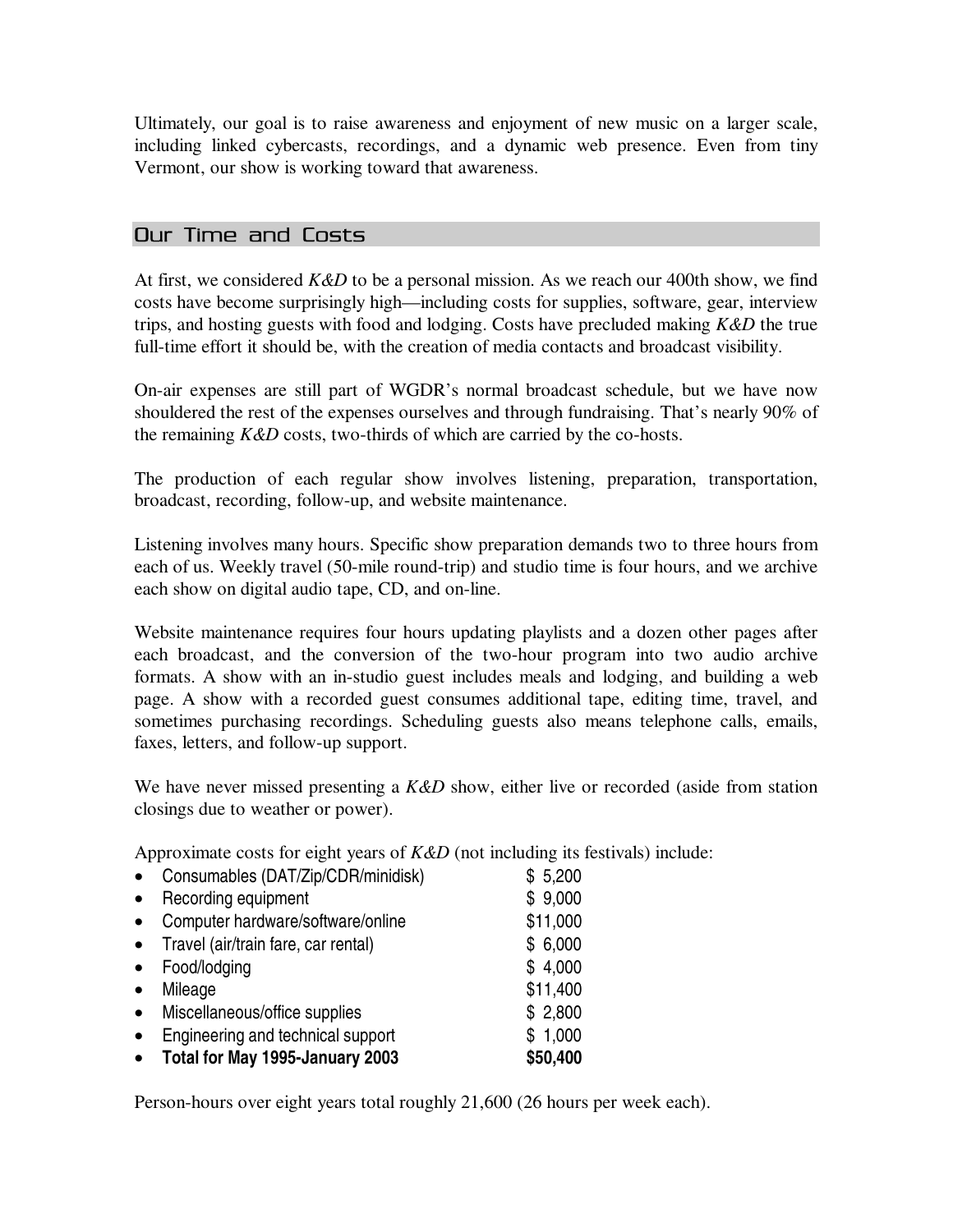Ultimately, our goal is to raise awareness and enjoyment of new music on a larger scale, including linked cybercasts, recordings, and a dynamic web presence. Even from tiny Vermont, our show is working toward that awareness.

## Our Time and Costs

At first, we considered *K&D* to be a personal mission. As we reach our 400th show, we find costs have become surprisingly high—including costs for supplies, software, gear, interview trips, and hosting guests with food and lodging. Costs have precluded making *K&D* the true full-time effort it should be, with the creation of media contacts and broadcast visibility.

On-air expenses are still part of WGDR's normal broadcast schedule, but we have now shouldered the rest of the expenses ourselves and through fundraising. That's nearly 90% of the remaining *K&D* costs, two-thirds of which are carried by the co-hosts.

The production of each regular show involves listening, preparation, transportation, broadcast, recording, follow-up, and website maintenance.

Listening involves many hours. Specific show preparation demands two to three hours from each of us. Weekly travel (50-mile round-trip) and studio time is four hours, and we archive each show on digital audio tape, CD, and on-line.

Website maintenance requires four hours updating playlists and a dozen other pages after each broadcast, and the conversion of the two-hour program into two audio archive formats. A show with an in-studio guest includes meals and lodging, and building a web page. A show with a recorded guest consumes additional tape, editing time, travel, and sometimes purchasing recordings. Scheduling guests also means telephone calls, emails, faxes, letters, and follow-up support.

We have never missed presenting a *K&D* show, either live or recorded (aside from station closings due to weather or power).

Approximate costs for eight years of *K&D* (not including its festivals) include:

| Item | Cost |
|---|---|
| • Consumables (DAT/Zip/CDR/minidisk) | $ 5,200 |
| • Recording equipment | $ 9,000 |
| • Computer hardware/software/online | $11,000 |
| • Travel (air/train fare, car rental) | $ 6,000 |
| • Food/lodging | $ 4,000 |
| • Mileage | $11,400 |
| • Miscellaneous/office supplies | $ 2,800 |
| • Engineering and technical support | $ 1,000 |
| • **Total for May 1995-January 2003** | **$50,400** |

Person-hours over eight years total roughly 21,600 (26 hours per week each).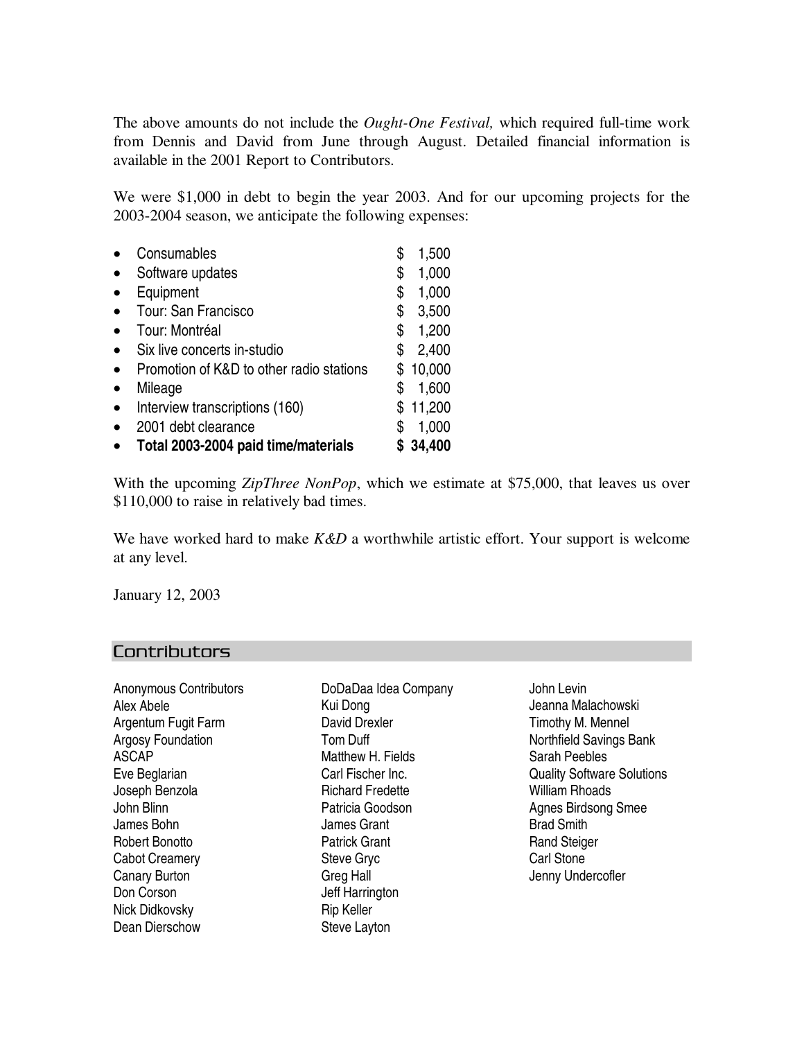The above amounts do not include the *Ought-One Festival,* which required full-time work from Dennis and David from June through August. Detailed financial information is available in the 2001 Report to Contributors.

We were $1,000 in debt to begin the year 2003. And for our upcoming projects for the 2003-2004 season, we anticipate the following expenses:

- Consumables $ 1,500
- Software updates $ 1,000
- Equipment $ 1,000
- Tour: San Francisco $ 3,500
- Tour: Montréal $ 1,200
- Six live concerts in-studio $ 2,400
- Promotion of K&D to other radio stations $ 10,000
- Mileage $ 1,600
- Interview transcriptions (160) $ 11,200
- 2001 debt clearance $ 1,000
- **Total 2003-2004 paid time/materials $ 34,400**

With the upcoming *ZipThree NonPop*, which we estimate at $75,000, that leaves us over $110,000 to raise in relatively bad times.

We have worked hard to make *K&D* a worthwhile artistic effort. Your support is welcome at any level.

January 12, 2003

## Contributors

Anonymous Contributors
Alex Abele
Argentum Fugit Farm
Argosy Foundation
ASCAP
Eve Beglarian
Joseph Benzola
John Blinn
James Bohn
Robert Bonotto
Cabot Creamery
Canary Burton
Don Corson
Nick Didkovsky
Dean Dierschow
DoDaDaa Idea Company
Kui Dong
David Drexler
Tom Duff
Matthew H. Fields
Carl Fischer Inc.
Richard Fredette
Patricia Goodson
James Grant
Patrick Grant
Steve Gryc
Greg Hall
Jeff Harrington
Rip Keller
Steve Layton
John Levin
Jeanna Malachowski
Timothy M. Mennel
Northfield Savings Bank
Sarah Peebles
Quality Software Solutions
William Rhoads
Agnes Birdsong Smee
Brad Smith
Rand Steiger
Carl Stone
Jenny Undercofler